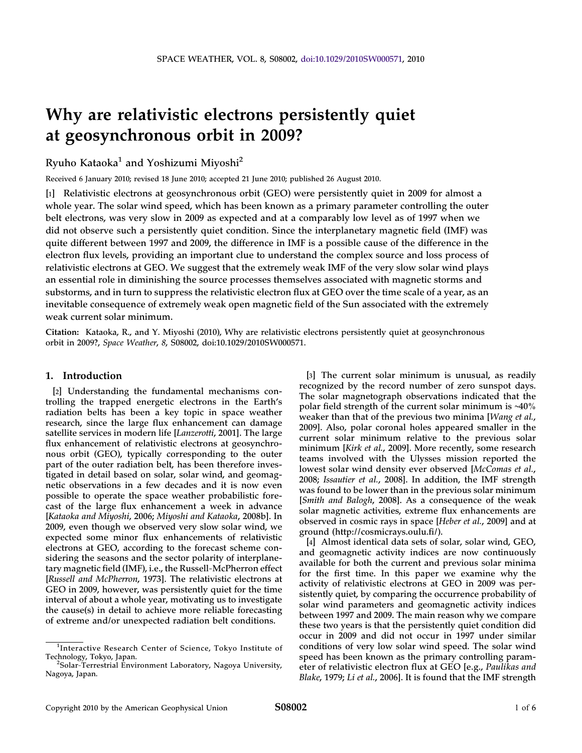# Why are relativistic electrons persistently quiet at geosynchronous orbit in 2009?

Ryuho Kataoka[1] and Yoshizumi Miyoshi[2]

Received 6 January 2010; revised 18 June 2010; accepted 21 June 2010; published 26 August 2010.

[1] Relativistic electrons at geosynchronous orbit (GEO) were persistently quiet in 2009 for almost a whole year. The solar wind speed, which has been known as a primary parameter controlling the outer belt electrons, was very slow in 2009 as expected and at a comparably low level as of 1997 when we did not observe such a persistently quiet condition. Since the interplanetary magnetic field (IMF) was quite different between 1997 and 2009, the difference in IMF is a possible cause of the difference in the electron flux levels, providing an important clue to understand the complex source and loss process of relativistic electrons at GEO. We suggest that the extremely weak IMF of the very slow solar wind plays an essential role in diminishing the source processes themselves associated with magnetic storms and substorms, and in turn to suppress the relativistic electron flux at GEO over the time scale of a year, as an inevitable consequence of extremely weak open magnetic field of the Sun associated with the extremely weak current solar minimum.

**Citation:** Kataoka, R., and Y. Miyoshi (2010), Why are relativistic electrons persistently quiet at geosynchronous orbit in 2009?, *Space Weather*, *8*, S08002, doi:10.1029/2010SW000571.

## 1. Introduction

[2] Understanding the fundamental mechanisms controlling the trapped energetic electrons in the Earth's radiation belts has been a key topic in space weather research, since the large flux enhancement can damage satellite services in modern life [*Lanzerotti*, 2001]. The large flux enhancement of relativistic electrons at geosynchronous orbit (GEO), typically corresponding to the outer part of the outer radiation belt, has been therefore investigated in detail based on solar, solar wind, and geomagnetic observations in a few decades and it is now even possible to operate the space weather probabilistic forecast of the large flux enhancement a week in advance [*Kataoka and Miyoshi*, 2006; *Miyoshi and Kataoka*, 2008b]. In 2009, even though we observed very slow solar wind, we expected some minor flux enhancements of relativistic electrons at GEO, according to the forecast scheme considering the seasons and the sector polarity of interplanetary magnetic field (IMF), i.e., the Russell-McPherron effect [*Russell and McPherron*, 1973]. The relativistic electrons at GEO in 2009, however, was persistently quiet for the time interval of about a whole year, motivating us to investigate the cause(s) in detail to achieve more reliable forecasting of extreme and/or unexpected radiation belt conditions.

[3] The current solar minimum is unusual, as readily recognized by the record number of zero sunspot days. The solar magnetograph observations indicated that the polar field strength of the current solar minimum is ~40% weaker than that of the previous two minima [*Wang et al.*, 2009]. Also, polar coronal holes appeared smaller in the current solar minimum relative to the previous solar minimum [*Kirk et al.*, 2009]. More recently, some research teams involved with the Ulysses mission reported the lowest solar wind density ever observed [*McComas et al.*, 2008; *Issautier et al.*, 2008]. In addition, the IMF strength was found to be lower than in the previous solar minimum [*Smith and Balogh*, 2008]. As a consequence of the weak solar magnetic activities, extreme flux enhancements are observed in cosmic rays in space [*Heber et al.*, 2009] and at ground (http://cosmicrays.oulu.fi/).

[4] Almost identical data sets of solar, solar wind, GEO, and geomagnetic activity indices are now continuously available for both the current and previous solar minima for the first time. In this paper we examine why the activity of relativistic electrons at GEO in 2009 was persistently quiet, by comparing the occurrence probability of solar wind parameters and geomagnetic activity indices between 1997 and 2009. The main reason why we compare these two years is that the persistently quiet condition did occur in 2009 and did not occur in 1997 under similar conditions of very low solar wind speed. The solar wind speed has been known as the primary controlling parameter of relativistic electron flux at GEO [e.g., *Paulikas and Blake*, 1979; *Li et al.*, 2006]. It is found that the IMF strength

[1] Interactive Research Center of Science, Tokyo Institute of Technology, Tokyo, Japan.
[2] Solar-Terrestrial Environment Laboratory, Nagoya University, Nagoya, Japan.

Copyright 2010 by the American Geophysical Union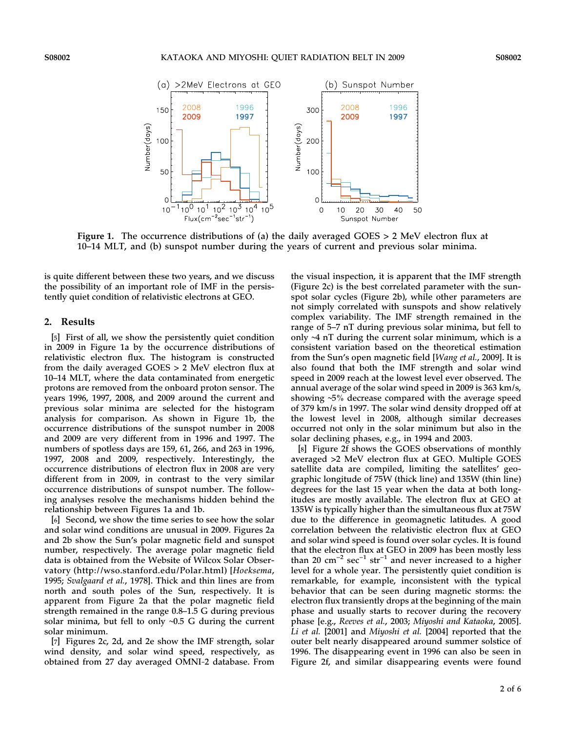Figure 1. The occurrence distributions of (a) the daily averaged GOES > 2 MeV electron flux at 10–14 MLT, and (b) sunspot number during the years of current and previous solar minima.

is quite different between these two years, and we discuss the possibility of an important role of IMF in the persistently quiet condition of relativistic electrons at GEO.

## 2. Results

[5] First of all, we show the persistently quiet condition in 2009 in Figure 1a by the occurrence distributions of relativistic electron flux. The histogram is constructed from the daily averaged GOES > 2 MeV electron flux at 10–14 MLT, where the data contaminated from energetic protons are removed from the onboard proton sensor. The years 1996, 1997, 2008, and 2009 around the current and previous solar minima are selected for the histogram analysis for comparison. As shown in Figure 1b, the occurrence distributions of the sunspot number in 2008 and 2009 are very different from in 1996 and 1997. The numbers of spotless days are 159, 61, 266, and 263 in 1996, 1997, 2008 and 2009, respectively. Interestingly, the occurrence distributions of electron flux in 2008 are very different from in 2009, in contrast to the very similar occurrence distributions of sunspot number. The following analyses resolve the mechanisms hidden behind the relationship between Figures 1a and 1b.

[6] Second, we show the time series to see how the solar and solar wind conditions are unusual in 2009. Figures 2a and 2b show the Sun's polar magnetic field and sunspot number, respectively. The average polar magnetic field data is obtained from the Website of Wilcox Solar Observatory (http://wso.stanford.edu/Polar.html) [*Hoeksema*, 1995; *Svalgaard et al.*, 1978]. Thick and thin lines are from north and south poles of the Sun, respectively. It is apparent from Figure 2a that the polar magnetic field strength remained in the range 0.8–1.5 G during previous solar minima, but fell to only ~0.5 G during the current solar minimum.

[7] Figures 2c, 2d, and 2e show the IMF strength, solar wind density, and solar wind speed, respectively, as obtained from 27 day averaged OMNI-2 database. From the visual inspection, it is apparent that the IMF strength (Figure 2c) is the best correlated parameter with the sunspot solar cycles (Figure 2b), while other parameters are not simply correlated with sunspots and show relatively complex variability. The IMF strength remained in the range of 5–7 nT during previous solar minima, but fell to only ~4 nT during the current solar minimum, which is a consistent variation based on the theoretical estimation from the Sun's open magnetic field [*Wang et al.*, 2009]. It is also found that both the IMF strength and solar wind speed in 2009 reach at the lowest level ever observed. The annual average of the solar wind speed in 2009 is 363 km/s, showing ~5% decrease compared with the average speed of 379 km/s in 1997. The solar wind density dropped off at the lowest level in 2008, although similar decreases occurred not only in the solar minimum but also in the solar declining phases, e.g., in 1994 and 2003.

[8] Figure 2f shows the GOES observations of monthly averaged >2 MeV electron flux at GEO. Multiple GOES satellite data are compiled, limiting the satellites' geographic longitude of 75W (thick line) and 135W (thin line) degrees for the last 15 year when the data at both longitudes are mostly available. The electron flux at GEO at 135W is typically higher than the simultaneous flux at 75W due to the difference in geomagnetic latitudes. A good correlation between the relativistic electron flux at GEO and solar wind speed is found over solar cycles. It is found that the electron flux at GEO in 2009 has been mostly less than 20 cm$^{-2}$ sec$^{-1}$ str$^{-1}$ and never increased to a higher level for a whole year. The persistently quiet condition is remarkable, for example, inconsistent with the typical behavior that can be seen during magnetic storms: the electron flux transiently drops at the beginning of the main phase and usually starts to recover during the recovery phase [e.g., *Reeves et al.*, 2003; *Miyoshi and Kataoka*, 2005]. *Li et al.* [2001] and *Miyoshi et al.* [2004] reported that the outer belt nearly disappeared around summer solstice of 1996. The disappearing event in 1996 can also be seen in Figure 2f, and similar disappearing events were found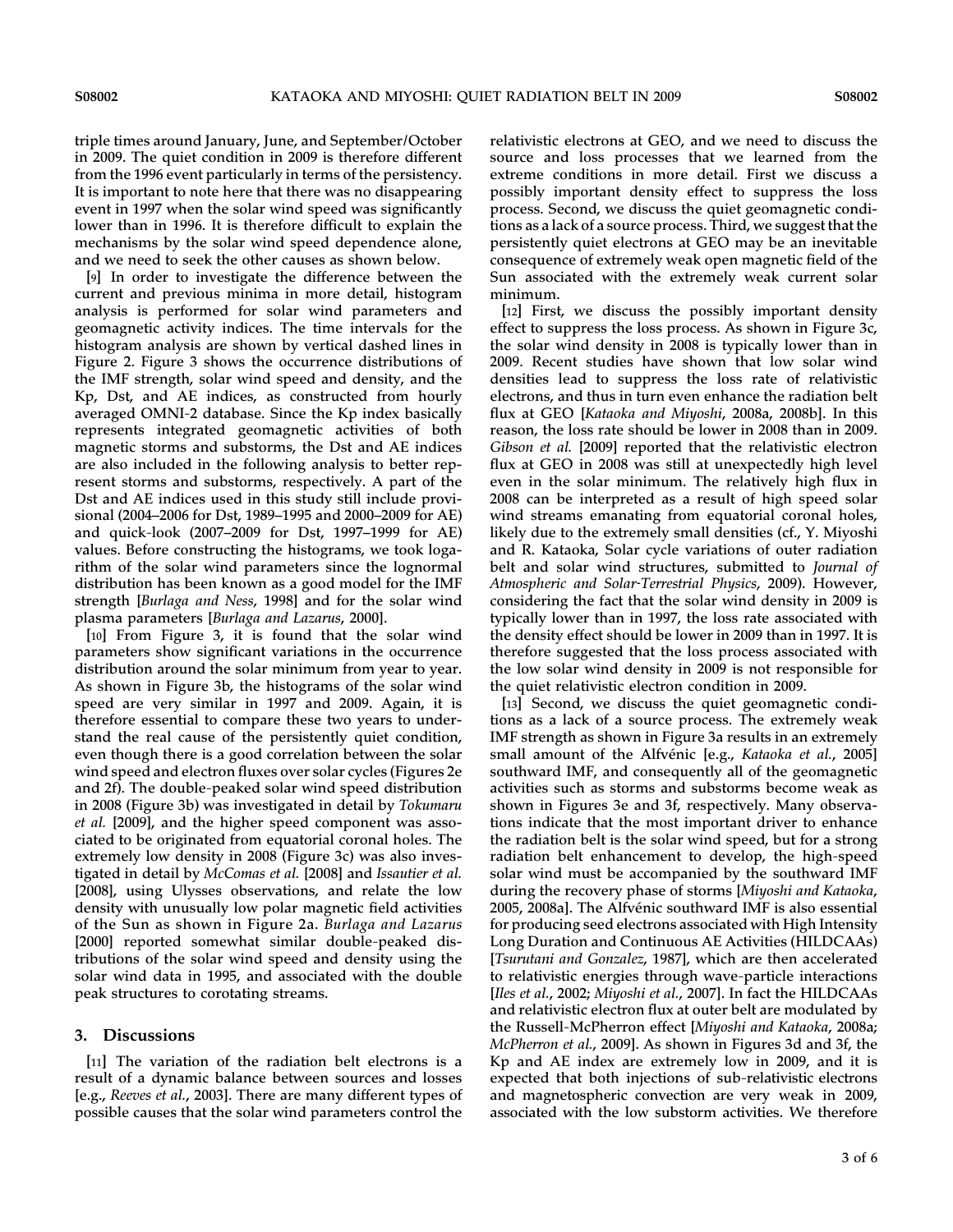triple times around January, June, and September/October in 2009. The quiet condition in 2009 is therefore different from the 1996 event particularly in terms of the persistency. It is important to note here that there was no disappearing event in 1997 when the solar wind speed was significantly lower than in 1996. It is therefore difficult to explain the mechanisms by the solar wind speed dependence alone, and we need to seek the other causes as shown below.

[9] In order to investigate the difference between the current and previous minima in more detail, histogram analysis is performed for solar wind parameters and geomagnetic activity indices. The time intervals for the histogram analysis are shown by vertical dashed lines in Figure 2. Figure 3 shows the occurrence distributions of the IMF strength, solar wind speed and density, and the Kp, Dst, and AE indices, as constructed from hourly averaged OMNI-2 database. Since the Kp index basically represents integrated geomagnetic activities of both magnetic storms and substorms, the Dst and AE indices are also included in the following analysis to better represent storms and substorms, respectively. A part of the Dst and AE indices used in this study still include provisional (2004–2006 for Dst, 1989–1995 and 2000–2009 for AE) and quick-look (2007–2009 for Dst, 1997–1999 for AE) values. Before constructing the histograms, we took logarithm of the solar wind parameters since the lognormal distribution has been known as a good model for the IMF strength [*Burlaga and Ness*, 1998] and for the solar wind plasma parameters [*Burlaga and Lazarus*, 2000].

[10] From Figure 3, it is found that the solar wind parameters show significant variations in the occurrence distribution around the solar minimum from year to year. As shown in Figure 3b, the histograms of the solar wind speed are very similar in 1997 and 2009. Again, it is therefore essential to compare these two years to understand the real cause of the persistently quiet condition, even though there is a good correlation between the solar wind speed and electron fluxes over solar cycles (Figures 2e and 2f). The double-peaked solar wind speed distribution in 2008 (Figure 3b) was investigated in detail by *Tokumaru et al.* [2009], and the higher speed component was associated to be originated from equatorial coronal holes. The extremely low density in 2008 (Figure 3c) was also investigated in detail by *McComas et al.* [2008] and *Issautier et al.* [2008], using Ulysses observations, and relate the low density with unusually low polar magnetic field activities of the Sun as shown in Figure 2a. *Burlaga and Lazarus* [2000] reported somewhat similar double-peaked distributions of the solar wind speed and density using the solar wind data in 1995, and associated with the double peak structures to corotating streams.

## 3. Discussions

[11] The variation of the radiation belt electrons is a result of a dynamic balance between sources and losses [e.g., *Reeves et al.*, 2003]. There are many different types of possible causes that the solar wind parameters control the relativistic electrons at GEO, and we need to discuss the source and loss processes that we learned from the extreme conditions in more detail. First we discuss a possibly important density effect to suppress the loss process. Second, we discuss the quiet geomagnetic conditions as a lack of a source process. Third, we suggest that the persistently quiet electrons at GEO may be an inevitable consequence of extremely weak open magnetic field of the Sun associated with the extremely weak current solar minimum.

[12] First, we discuss the possibly important density effect to suppress the loss process. As shown in Figure 3c, the solar wind density in 2008 is typically lower than in 2009. Recent studies have shown that low solar wind densities lead to suppress the loss rate of relativistic electrons, and thus in turn even enhance the radiation belt flux at GEO [*Kataoka and Miyoshi*, 2008a, 2008b]. In this reason, the loss rate should be lower in 2008 than in 2009. *Gibson et al.* [2009] reported that the relativistic electron flux at GEO in 2008 was still at unexpectedly high level even in the solar minimum. The relatively high flux in 2008 can be interpreted as a result of high speed solar wind streams emanating from equatorial coronal holes, likely due to the extremely small densities (cf., Y. Miyoshi and R. Kataoka, Solar cycle variations of outer radiation belt and solar wind structures, submitted to *Journal of Atmospheric and Solar-Terrestrial Physics*, 2009). However, considering the fact that the solar wind density in 2009 is typically lower than in 1997, the loss rate associated with the density effect should be lower in 2009 than in 1997. It is therefore suggested that the loss process associated with the low solar wind density in 2009 is not responsible for the quiet relativistic electron condition in 2009.

[13] Second, we discuss the quiet geomagnetic conditions as a lack of a source process. The extremely weak IMF strength as shown in Figure 3a results in an extremely small amount of the Alfvénic [e.g., *Kataoka et al.*, 2005] southward IMF, and consequently all of the geomagnetic activities such as storms and substorms become weak as shown in Figures 3e and 3f, respectively. Many observations indicate that the most important driver to enhance the radiation belt is the solar wind speed, but for a strong radiation belt enhancement to develop, the high-speed solar wind must be accompanied by the southward IMF during the recovery phase of storms [*Miyoshi and Kataoka*, 2005, 2008a]. The Alfvénic southward IMF is also essential for producing seed electrons associated with High Intensity Long Duration and Continuous AE Activities (HILDCAAs) [*Tsurutani and Gonzalez*, 1987], which are then accelerated to relativistic energies through wave-particle interactions [*Iles et al.*, 2002; *Miyoshi et al.*, 2007]. In fact the HILDCAAs and relativistic electron flux at outer belt are modulated by the Russell-McPherron effect [*Miyoshi and Kataoka*, 2008a; *McPherron et al.*, 2009]. As shown in Figures 3d and 3f, the Kp and AE index are extremely low in 2009, and it is expected that both injections of sub-relativistic electrons and magnetospheric convection are very weak in 2009, associated with the low substorm activities. We therefore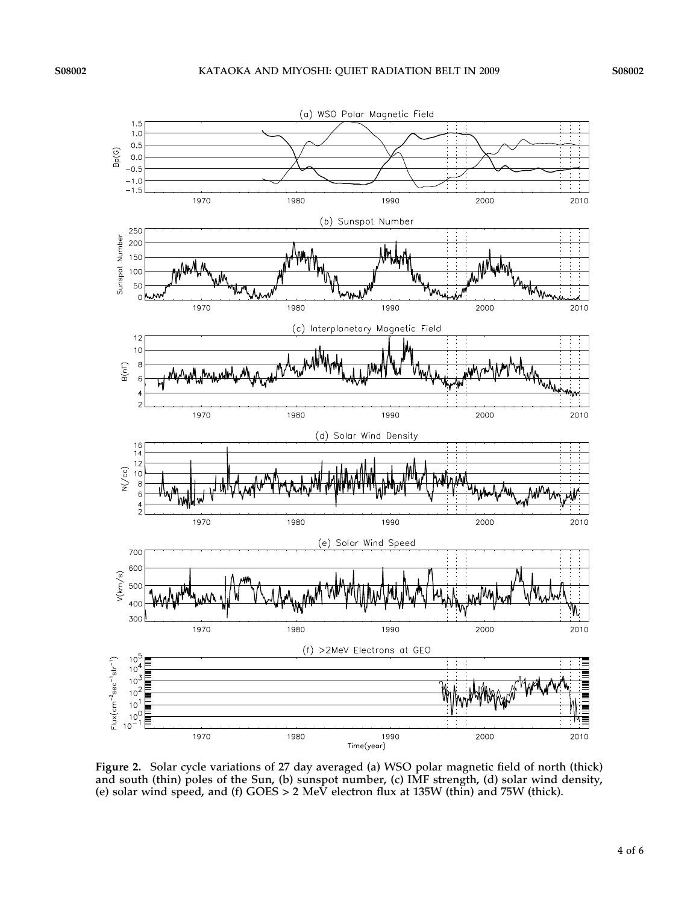**Figure 2.** Solar cycle variations of 27 day averaged (a) WSO polar magnetic field of north (thick) and south (thin) poles of the Sun, (b) sunspot number, (c) IMF strength, (d) solar wind density, (e) solar wind speed, and (f) GOES > 2 MeV electron flux at 135W (thin) and 75W (thick).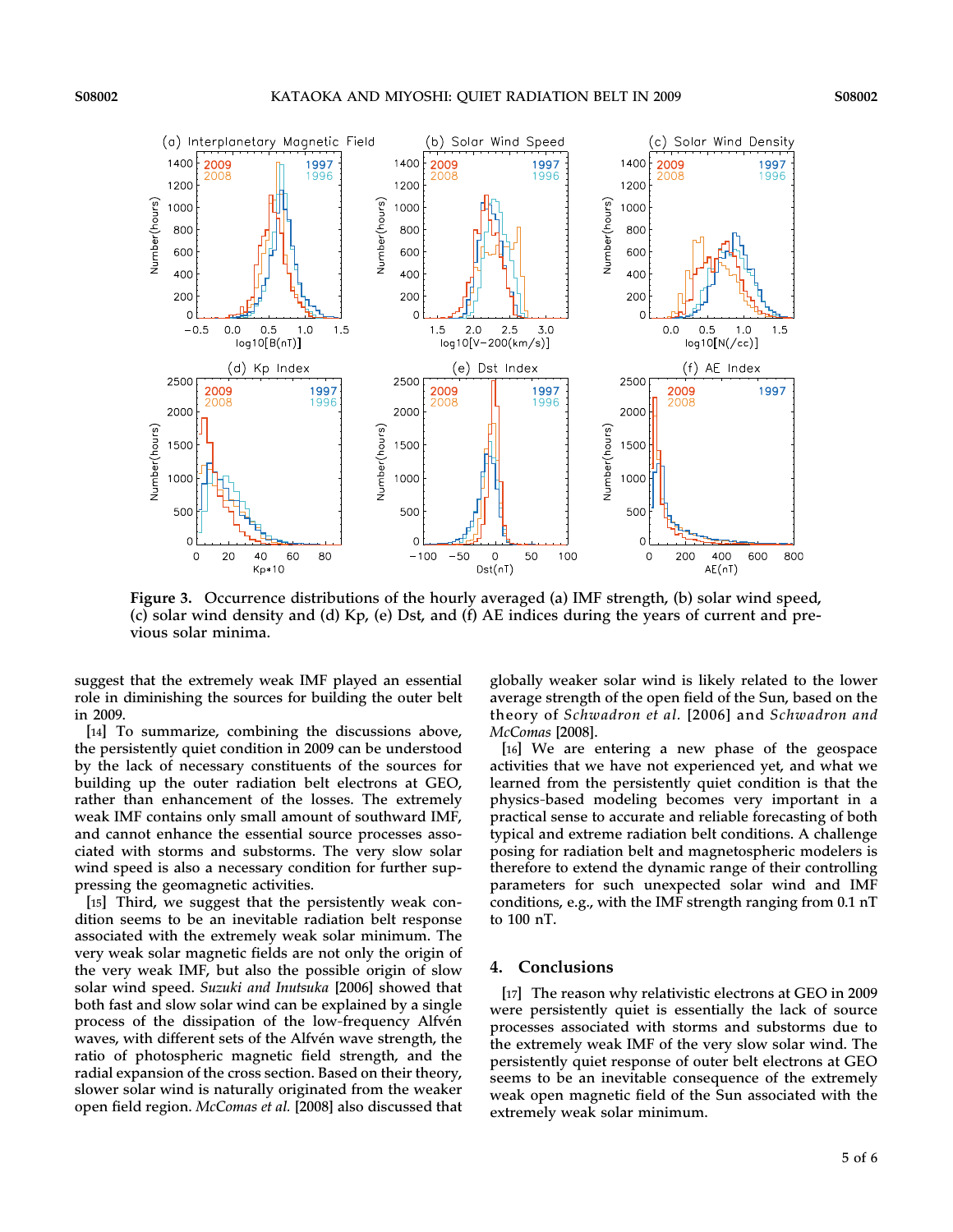Figure 3. Occurrence distributions of the hourly averaged (a) IMF strength, (b) solar wind speed, (c) solar wind density and (d) Kp, (e) Dst, and (f) AE indices during the years of current and previous solar minima.

suggest that the extremely weak IMF played an essential role in diminishing the sources for building the outer belt in 2009.

[14] To summarize, combining the discussions above, the persistently quiet condition in 2009 can be understood by the lack of necessary constituents of the sources for building up the outer radiation belt electrons at GEO, rather than enhancement of the losses. The extremely weak IMF contains only small amount of southward IMF, and cannot enhance the essential source processes associated with storms and substorms. The very slow solar wind speed is also a necessary condition for further suppressing the geomagnetic activities.

[15] Third, we suggest that the persistently weak condition seems to be an inevitable radiation belt response associated with the extremely weak solar minimum. The very weak solar magnetic fields are not only the origin of the very weak IMF, but also the possible origin of slow solar wind speed. *Suzuki and Inutsuka* [2006] showed that both fast and slow solar wind can be explained by a single process of the dissipation of the low-frequency Alfvén waves, with different sets of the Alfvén wave strength, the ratio of photospheric magnetic field strength, and the radial expansion of the cross section. Based on their theory, slower solar wind is naturally originated from the weaker open field region. *McComas et al.* [2008] also discussed that globally weaker solar wind is likely related to the lower average strength of the open field of the Sun, based on the theory of *Schwadron et al.* [2006] and *Schwadron and McComas* [2008].

[16] We are entering a new phase of the geospace activities that we have not experienced yet, and what we learned from the persistently quiet condition is that the physics-based modeling becomes very important in a practical sense to accurate and reliable forecasting of both typical and extreme radiation belt conditions. A challenge posing for radiation belt and magnetospheric modelers is therefore to extend the dynamic range of their controlling parameters for such unexpected solar wind and IMF conditions, e.g., with the IMF strength ranging from 0.1 nT to 100 nT.

## 4. Conclusions

[17] The reason why relativistic electrons at GEO in 2009 were persistently quiet is essentially the lack of source processes associated with storms and substorms due to the extremely weak IMF of the very slow solar wind. The persistently quiet response of outer belt electrons at GEO seems to be an inevitable consequence of the extremely weak open magnetic field of the Sun associated with the extremely weak solar minimum.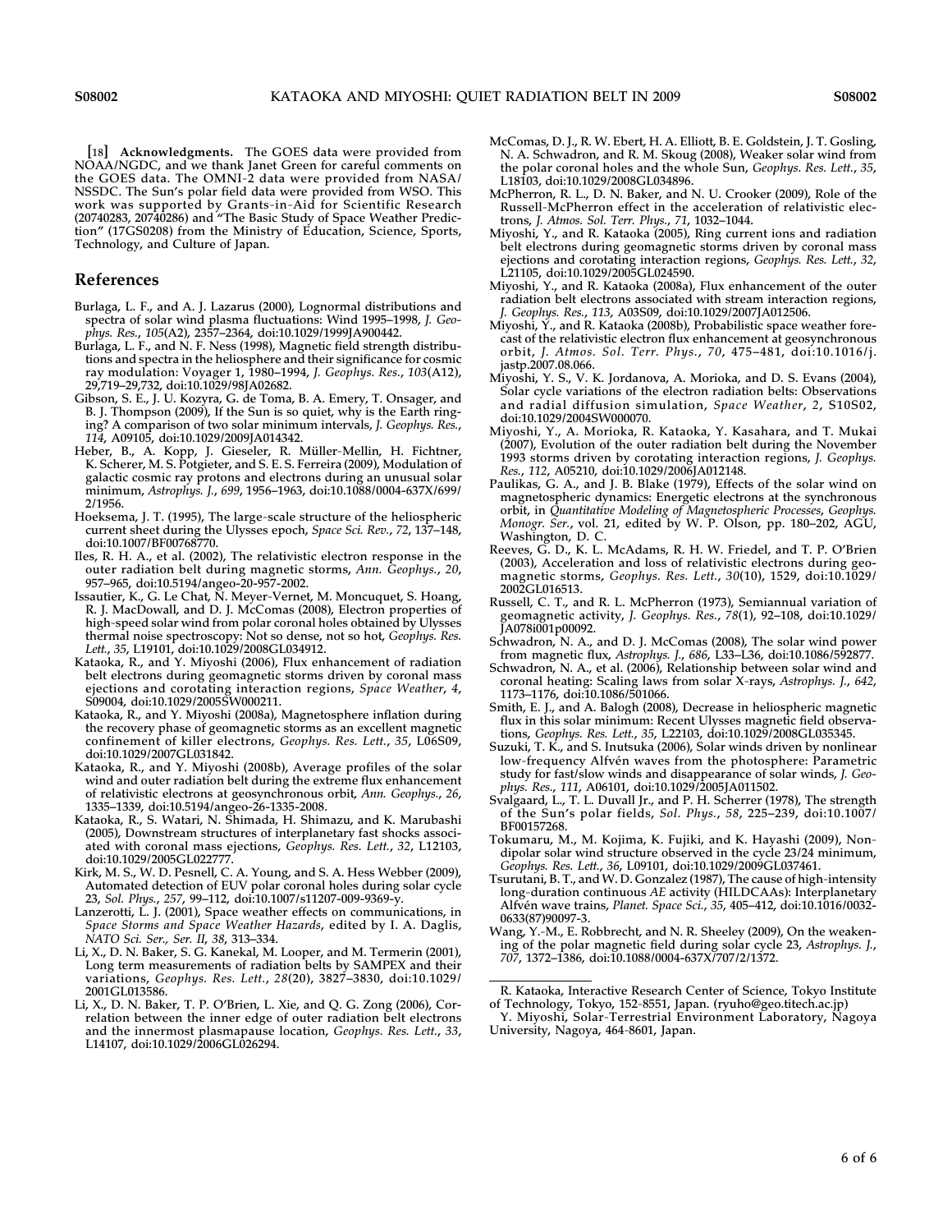[18] **Acknowledgments.** The GOES data were provided from NOAA/NGDC, and we thank Janet Green for careful comments on the GOES data. The OMNI-2 data were provided from NASA/NSSDC. The Sun's polar field data were provided from WSO. This work was supported by Grants-in-Aid for Scientific Research (20740283, 20740286) and "The Basic Study of Space Weather Prediction" (17GS0208) from the Ministry of Education, Science, Sports, Technology, and Culture of Japan.

## References

Burlaga, L. F., and A. J. Lazarus (2000), Lognormal distributions and spectra of solar wind plasma fluctuations: Wind 1995–1998, *J. Geophys. Res.*, *105*(A2), 2357–2364, doi:10.1029/1999JA900442.

Burlaga, L. F., and N. F. Ness (1998), Magnetic field strength distributions and spectra in the heliosphere and their significance for cosmic ray modulation: Voyager 1, 1980–1994, *J. Geophys. Res.*, *103*(A12), 29,719–29,732, doi:10.1029/98JA02682.

Gibson, S. E., J. U. Kozyra, G. de Toma, B. A. Emery, T. Onsager, and B. J. Thompson (2009), If the Sun is so quiet, why is the Earth ringing? A comparison of two solar minimum intervals, *J. Geophys. Res.*, *114*, A09105, doi:10.1029/2009JA014342.

Heber, B., A. Kopp, J. Gieseler, R. Müller-Mellin, H. Fichtner, K. Scherer, M. S. Potgieter, and S. E. S. Ferreira (2009), Modulation of galactic cosmic ray protons and electrons during an unusual solar minimum, *Astrophys. J.*, *699*, 1956–1963, doi:10.1088/0004-637X/699/2/1956.

Hoeksema, J. T. (1995), The large-scale structure of the heliospheric current sheet during the Ulysses epoch, *Space Sci. Rev.*, *72*, 137–148, doi:10.1007/BF00768770.

Iles, R. H. A., et al. (2002), The relativistic electron response in the outer radiation belt during magnetic storms, *Ann. Geophys.*, *20*, 957–965, doi:10.5194/angeo-20-957-2002.

Issautier, K., G. Le Chat, N. Meyer-Vernet, M. Moncuquet, S. Hoang, R. J. MacDowall, and D. J. McComas (2008), Electron properties of high-speed solar wind from polar coronal holes obtained by Ulysses thermal noise spectroscopy: Not so dense, not so hot, *Geophys. Res. Lett.*, *35*, L19101, doi:10.1029/2008GL034912.

Kataoka, R., and Y. Miyoshi (2006), Flux enhancement of radiation belt electrons during geomagnetic storms driven by coronal mass ejections and corotating interaction regions, *Space Weather*, *4*, S09004, doi:10.1029/2005SW000211.

Kataoka, R., and Y. Miyoshi (2008a), Magnetosphere inflation during the recovery phase of geomagnetic storms as an excellent magnetic confinement of killer electrons, *Geophys. Res. Lett.*, *35*, L06S09, doi:10.1029/2007GL031842.

Kataoka, R., and Y. Miyoshi (2008b), Average profiles of the solar wind and outer radiation belt during the extreme flux enhancement of relativistic electrons at geosynchronous orbit, *Ann. Geophys.*, *26*, 1335–1339, doi:10.5194/angeo-26-1335-2008.

Kataoka, R., S. Watari, N. Shimada, H. Shimazu, and K. Marubashi (2005), Downstream structures of interplanetary fast shocks associated with coronal mass ejections, *Geophys. Res. Lett.*, *32*, L12103, doi:10.1029/2005GL022777.

Kirk, M. S., W. D. Pesnell, C. A. Young, and S. A. Hess Webber (2009), Automated detection of EUV polar coronal holes during solar cycle 23, *Sol. Phys.*, *257*, 99–112, doi:10.1007/s11207-009-9369-y.

Lanzerotti, L. J. (2001), Space weather effects on communications, in *Space Storms and Space Weather Hazards*, edited by I. A. Daglis, *NATO Sci. Ser., Ser. II*, *38*, 313–334.

Li, X., D. N. Baker, S. G. Kanekal, M. Looper, and M. Termerin (2001), Long term measurements of radiation belts by SAMPEX and their variations, *Geophys. Res. Lett.*, *28*(20), 3827–3830, doi:10.1029/2001GL013586.

Li, X., D. N. Baker, T. P. O'Brien, L. Xie, and Q. G. Zong (2006), Correlation between the inner edge of outer radiation belt electrons and the innermost plasmapause location, *Geophys. Res. Lett.*, *33*, L14107, doi:10.1029/2006GL026294.

McComas, D. J., R. W. Ebert, H. A. Elliott, B. E. Goldstein, J. T. Gosling, N. A. Schwadron, and R. M. Skoug (2008), Weaker solar wind from the polar coronal holes and the whole Sun, *Geophys. Res. Lett.*, *35*, L18103, doi:10.1029/2008GL034896.

McPherron, R. L., D. N. Baker, and N. U. Crooker (2009), Role of the Russell-McPherron effect in the acceleration of relativistic electrons, *J. Atmos. Sol. Terr. Phys.*, *71*, 1032–1044.

Miyoshi, Y., and R. Kataoka (2005), Ring current ions and radiation belt electrons during geomagnetic storms driven by coronal mass ejections and corotating interaction regions, *Geophys. Res. Lett.*, *32*, L21105, doi:10.1029/2005GL024590.

Miyoshi, Y., and R. Kataoka (2008a), Flux enhancement of the outer radiation belt electrons associated with stream interaction regions, *J. Geophys. Res.*, *113*, A03S09, doi:10.1029/2007JA012506.

Miyoshi, Y., and R. Kataoka (2008b), Probabilistic space weather forecast of the relativistic electron flux enhancement at geosynchronous orbit, *J. Atmos. Sol. Terr. Phys.*, *70*, 475–481, doi:10.1016/j.jastp.2007.08.066.

Miyoshi, Y. S., V. K. Jordanova, A. Morioka, and D. S. Evans (2004), Solar cycle variations of the electron radiation belts: Observations and radial diffusion simulation, *Space Weather*, *2*, S10S02, doi:10.1029/2004SW000070.

Miyoshi, Y., A. Morioka, R. Kataoka, Y. Kasahara, and T. Mukai (2007), Evolution of the outer radiation belt during the November 1993 storms driven by corotating interaction regions, *J. Geophys. Res.*, *112*, A05210, doi:10.1029/2006JA012148.

Paulikas, G. A., and J. B. Blake (1979), Effects of the solar wind on magnetospheric dynamics: Energetic electrons at the synchronous orbit, in *Quantitative Modeling of Magnetospheric Processes*, *Geophys. Monogr. Ser.*, vol. 21, edited by W. P. Olson, pp. 180–202, AGU, Washington, D. C.

Reeves, G. D., K. L. McAdams, R. H. W. Friedel, and T. P. O'Brien (2003), Acceleration and loss of relativistic electrons during geomagnetic storms, *Geophys. Res. Lett.*, *30*(10), 1529, doi:10.1029/2002GL016513.

Russell, C. T., and R. L. McPherron (1973), Semiannual variation of geomagnetic activity, *J. Geophys. Res.*, *78*(1), 92–108, doi:10.1029/JA078i001p00092.

Schwadron, N. A., and D. J. McComas (2008), The solar wind power from magnetic flux, *Astrophys. J.*, *686*, L33–L36, doi:10.1086/592877.

Schwadron, N. A., et al. (2006), Relationship between solar wind and coronal heating: Scaling laws from solar X-rays, *Astrophys. J.*, *642*, 1173–1176, doi:10.1086/501066.

Smith, E. J., and A. Balogh (2008), Decrease in heliospheric magnetic flux in this solar minimum: Recent Ulysses magnetic field observations, *Geophys. Res. Lett.*, *35*, L22103, doi:10.1029/2008GL035345.

Suzuki, T. K., and S. Inutsuka (2006), Solar winds driven by nonlinear low-frequency Alfvén waves from the photosphere: Parametric study for fast/slow winds and disappearance of solar winds, *J. Geophys. Res.*, *111*, A06101, doi:10.1029/2005JA011502.

Svalgaard, L., T. L. Duvall Jr., and P. H. Scherrer (1978), The strength of the Sun's polar fields, *Sol. Phys.*, *58*, 225–239, doi:10.1007/BF00157268.

Tokumaru, M., M. Kojima, K. Fujiki, and K. Hayashi (2009), Non-dipolar solar wind structure observed in the cycle 23/24 minimum, *Geophys. Res. Lett.*, *36*, L09101, doi:10.1029/2009GL037461.

Tsurutani, B. T., and W. D. Gonzalez (1987), The cause of high-intensity long-duration continuous *AE* activity (HILDCAAs): Interplanetary Alfvén wave trains, *Planet. Space Sci.*, *35*, 405–412, doi:10.1016/0032-0633(87)90097-3.

Wang, Y.-M., E. Robbrecht, and N. R. Sheeley (2009), On the weakening of the polar magnetic field during solar cycle 23, *Astrophys. J.*, *707*, 1372–1386, doi:10.1088/0004-637X/707/2/1372.

---

R. Kataoka, Interactive Research Center of Science, Tokyo Institute of Technology, Tokyo, 152-8551, Japan. (ryuho@geo.titech.ac.jp)

Y. Miyoshi, Solar-Terrestrial Environment Laboratory, Nagoya University, Nagoya, 464-8601, Japan.